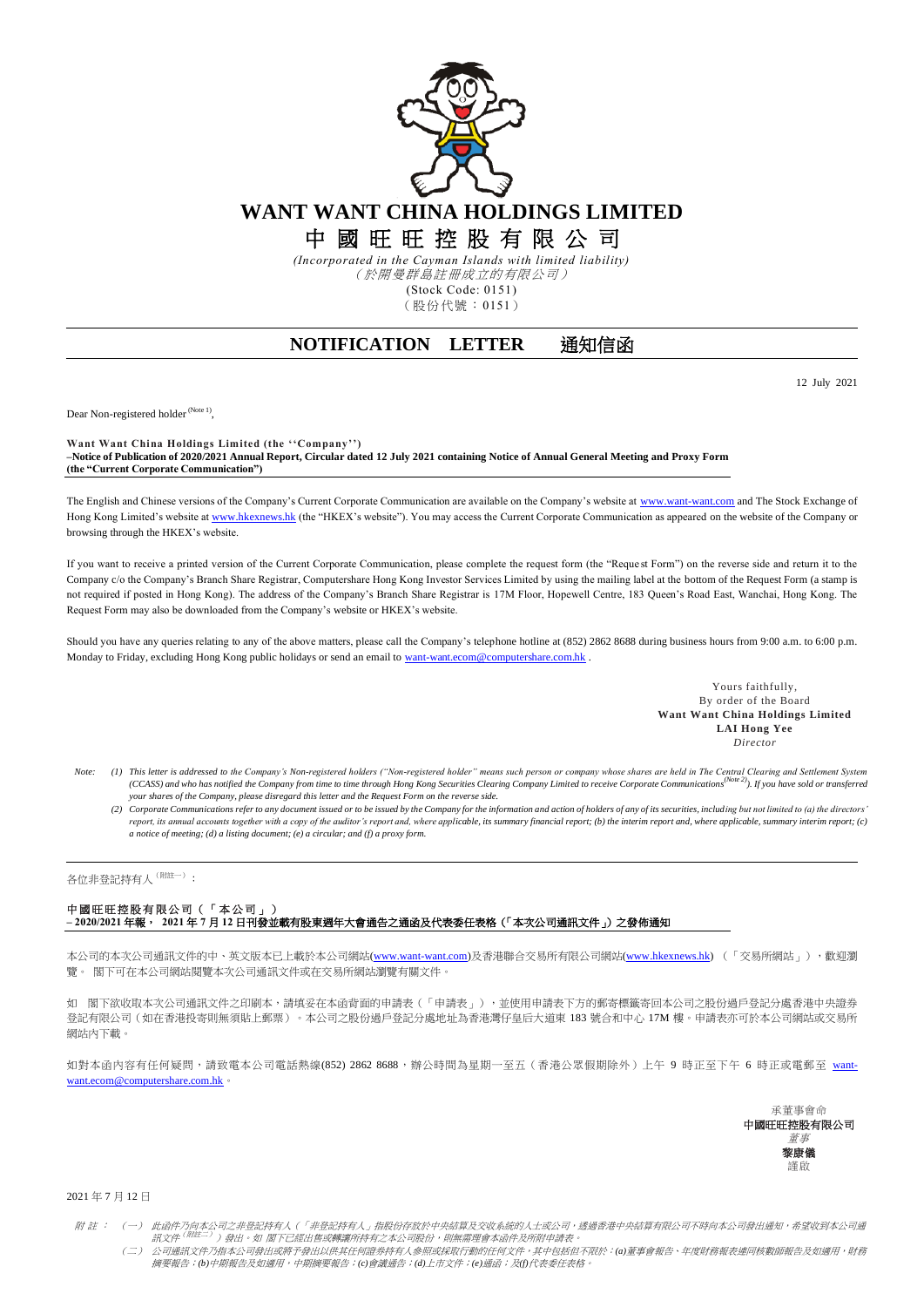# WANT WANT CHINA HOLDINGS LIMITED

# 中國旺旺控股有限公司

*(Incorporated in the Cayman Islands with limited liability)*
*（於開曼群島註冊成立的有限公司）*
(Stock Code: 0151)
（股份代號：0151）

## NOTIFICATION LETTER 通知信函

12 July 2021

Dear Non-registered holder (Note 1),

**Want Want China Holdings Limited (the ''Company'')**
**–Notice of Publication of 2020/2021 Annual Report, Circular dated 12 July 2021 containing Notice of Annual General Meeting and Proxy Form (the "Current Corporate Communication")**

The English and Chinese versions of the Company's Current Corporate Communication are available on the Company's website at www.want-want.com and The Stock Exchange of Hong Kong Limited's website at www.hkexnews.hk (the "HKEX's website"). You may access the Current Corporate Communication as appeared on the website of the Company or browsing through the HKEX's website.

If you want to receive a printed version of the Current Corporate Communication, please complete the request form (the "Request Form") on the reverse side and return it to the Company c/o the Company's Branch Share Registrar, Computershare Hong Kong Investor Services Limited by using the mailing label at the bottom of the Request Form (a stamp is not required if posted in Hong Kong). The address of the Company's Branch Share Registrar is 17M Floor, Hopewell Centre, 183 Queen's Road East, Wanchai, Hong Kong. The Request Form may also be downloaded from the Company's website or HKEX's website.

Should you have any queries relating to any of the above matters, please call the Company's telephone hotline at (852) 2862 8688 during business hours from 9:00 a.m. to 6:00 p.m. Monday to Friday, excluding Hong Kong public holidays or send an email to want-want.ecom@computershare.com.hk .

Yours faithfully,
By order of the Board
**Want Want China Holdings Limited**
**LAI Hong Yee**
*Director*

*Note: (1) This letter is addressed to the Company's Non-registered holders ("Non-registered holder" means such person or company whose shares are held in The Central Clearing and Settlement System (CCASS) and who has notified the Company from time to time through Hong Kong Securities Clearing Company Limited to receive Corporate Communications (Note 2)). If you have sold or transferred your shares of the Company, please disregard this letter and the Request Form on the reverse side.*

*(2) Corporate Communications refer to any document issued or to be issued by the Company for the information and action of holders of any of its securities, including but not limited to (a) the directors' report, its annual accounts together with a copy of the auditor's report and, where applicable, its summary financial report; (b) the interim report and, where applicable, summary interim report; (c) a notice of meeting; (d) a listing document; (e) a circular; and (f) a proxy form.*

---

各位非登記持有人（附註一）：

**中國旺旺控股有限公司（「本公司」）**
**– 2020/2021 年報， 2021 年 7 月 12 日刊發並載有股東週年大會通告之通函及代表委任表格（「本次公司通訊文件」）之發佈通知**

本公司的本次公司通訊文件的中、英文版本已上載於本公司網站(www.want-want.com)及香港聯合交易所有限公司網站(www.hkexnews.hk) （「交易所網站」），歡迎瀏覽。 閣下可在本公司網站閱覽本次公司通訊文件或在交易所網站瀏覽有關文件。

如 閣下欲收取本次公司通訊文件之印刷本，請填妥在本函背面的申請表（「申請表」），並使用申請表下方的郵寄標籤寄回本公司之股份過戶登記分處香港中央證券登記有限公司（如在香港投寄則無須貼上郵票）。本公司之股份過戶登記分處地址為香港灣仔皇后大道東 183 號合和中心 17M 樓。申請表亦可於本公司網站或交易所網站內下載。

如對本函內容有任何疑問，請致電本公司電話熱線(852) 2862 8688，辦公時間為星期一至五（香港公眾假期除外）上午 9 時正至下午 6 時正或電郵至 want-want.ecom@computershare.com.hk。

承董事會命
**中國旺旺控股有限公司**
*董事*
**黎康儀**
謹啟

2021 年 7 月 12 日

*附註：（一） 此函件乃向本公司之非登記持有人（「非登記持有人」指股份存放於中央結算及交收系統的人士或公司，透過香港中央結算有限公司不時向本公司發出通知，希望收到本公司通訊文件（附註二））發出。如 閣下已經出售或轉讓所持有之本公司股份，則無需理會本函件及所附申請表。*

*（二） 公司通訊文件乃指本公司發出或將予發出以供其任何證券持有人參照或採取行動的任何文件，其中包括但不限於：(a)董事會報告、年度財務報表連同核數師報告及如適用，財務摘要報告；(b)中期報告及如適用，中期摘要報告；(c)會議通告；(d)上市文件；(e)通函；及(f)代表委任表格。*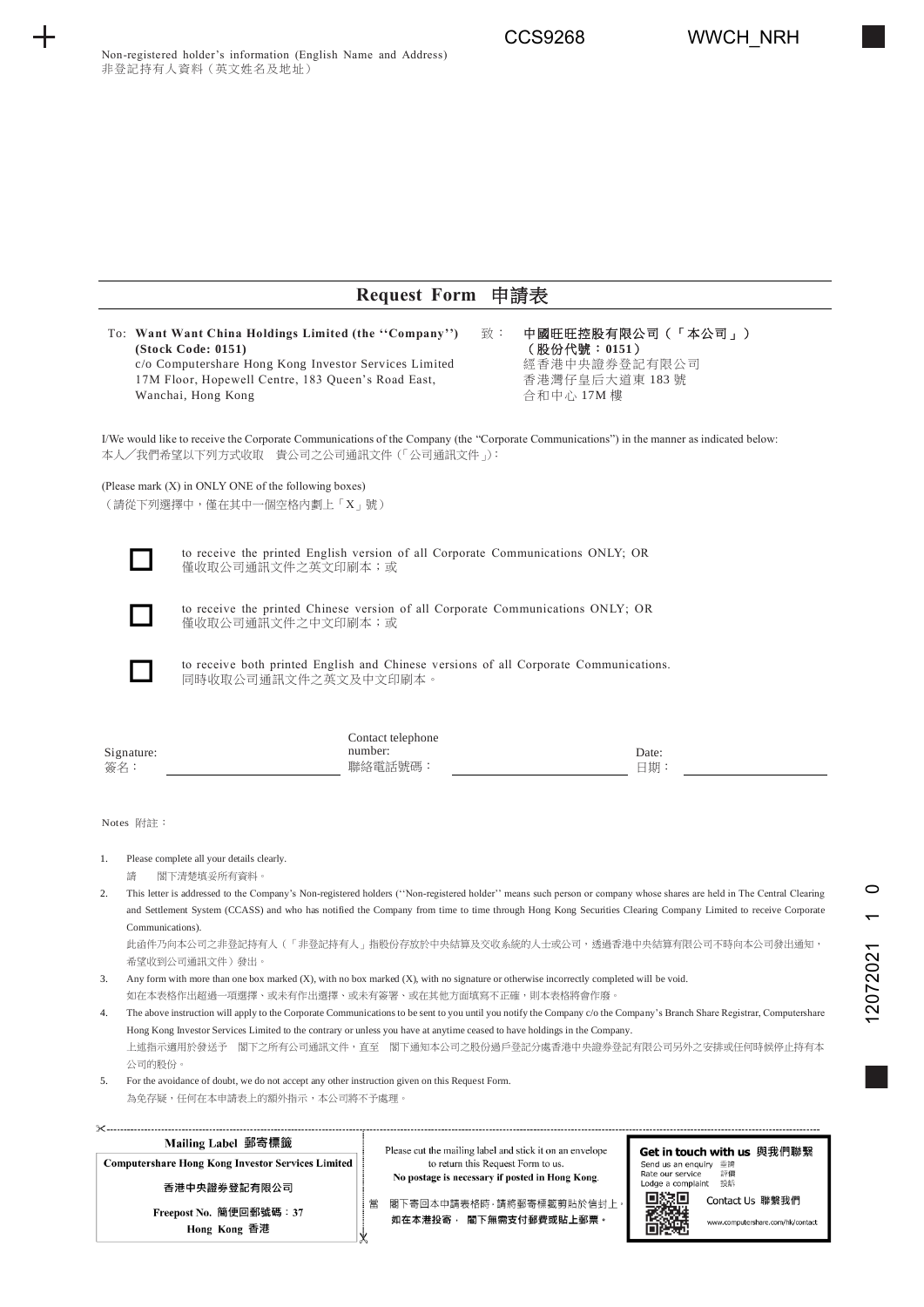Non-registered holder's information (English Name and Address)
非登記持有人資料（英文姓名及地址）

# Request Form 申請表

To: **Want Want China Holdings Limited (the "Company")**
**(Stock Code: 0151)**
c/o Computershare Hong Kong Investor Services Limited
17M Floor, Hopewell Centre, 183 Queen's Road East,
Wanchai, Hong Kong

致：**中國旺旺控股有限公司（「本公司」）**
**（股份代號：0151）**
經香港中央證券登記有限公司
香港灣仔皇后大道東183號
合和中心17M樓

I/We would like to receive the Corporate Communications of the Company (the "Corporate Communications") in the manner as indicated below:
本人／我們希望以下列方式收取 貴公司之公司通訊文件（「公司通訊文件」）：

(Please mark (X) in ONLY ONE of the following boxes)
（請從下列選擇中，僅在其中一個空格內劃上「X」號）

☐ to receive the printed English version of all Corporate Communications ONLY; OR
僅收取公司通訊文件之英文印刷本；或

☐ to receive the printed Chinese version of all Corporate Communications ONLY; OR
僅收取公司通訊文件之中文印刷本；或

☐ to receive both printed English and Chinese versions of all Corporate Communications.
同時收取公司通訊文件之英文及中文印刷本。

Signature:
簽名：______________

Contact telephone number:
聯絡電話號碼：______________

Date:
日期：______________

Notes 附註：

1. Please complete all your details clearly.
請 閣下清楚填妥所有資料。
2. This letter is addressed to the Company's Non-registered holders ("Non-registered holder" means such person or company whose shares are held in The Central Clearing and Settlement System (CCASS) and who has notified the Company from time to time through Hong Kong Securities Clearing Company Limited to receive Corporate Communications).
此函件乃向本公司之非登記持有人（「非登記持有人」指股份存放於中央結算及交收系統的人士或公司，透過香港中央結算有限公司不時向本公司發出通知，希望收到公司通訊文件）發出。
3. Any form with more than one box marked (X), with no box marked (X), with no signature or otherwise incorrectly completed will be void.
如在本表格作出超過一項選擇、或未有作出選擇、或未有簽署、或在其他方面填寫不正確，則本表格將會作廢。
4. The above instruction will apply to the Corporate Communications to be sent to you until you notify the Company c/o the Company's Branch Share Registrar, Computershare Hong Kong Investor Services Limited to the contrary or unless you have at anytime ceased to have holdings in the Company.
上述指示適用於發送予 閣下之所有公司通訊文件，直至 閣下通知本公司之股份過戶登記分處香港中央證券登記有限公司另外之安排或任何時候停止持有本公司的股份。
5. For the avoidance of doubt, we do not accept any other instruction given on this Request Form.
為免存疑，任何在本申請表上的額外指示，本公司將不予處理。

**Mailing Label 郵寄標籤**

**Computershare Hong Kong Investor Services Limited**
**香港中央證券登記有限公司**
**Freepost No. 簡便回郵號碼：37**
**Hong Kong 香港**

Please cut the mailing label and stick it on an envelope to return this Request Form to us.
**No postage is necessary if posted in Hong Kong.**

當 閣下寄回本申請表格時，請將郵寄標籤剪貼於信封上。
**如在本港投寄， 閣下無需支付郵費或貼上郵票。**

**Get in touch with us 與我們聯繫**
Send us an enquiry 查詢
Rate our service 評價
Lodge a complaint 投訴
Contact Us 聯繫我們
www.computershare.com/hk/contact